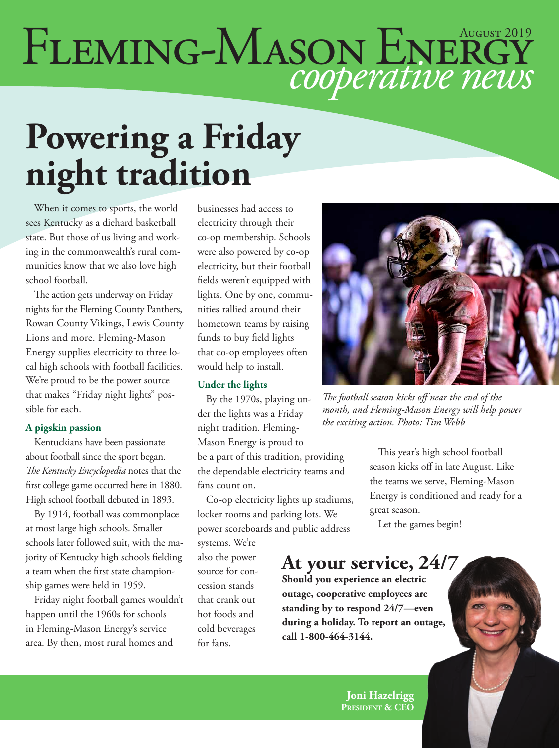# Fleming-Mason Energy *cooperative news*

August 2019

# Powering a Friday night tradition

When it comes to sports, the world sees Kentucky as a diehard basketball state. But those of us living and working in the commonwealth's rural communities know that we also love high school football.

The action gets underway on Friday nights for the Fleming County Panthers, Rowan County Vikings, Lewis County Lions and more. Fleming-Mason Energy supplies electricity to three local high schools with football facilities. We're proud to be the power source that makes "Friday night lights" possible for each.

### A pigskin passion

Kentuckians have been passionate about football since the sport began. *The Kentucky Encyclopedia* notes that the first college game occurred here in 1880. High school football debuted in 1893.

By 1914, football was commonplace at most large high schools. Smaller schools later followed suit, with the majority of Kentucky high schools fielding a team when the first state championship games were held in 1959.

Friday night football games wouldn't happen until the 1960s for schools in Fleming-Mason Energy's service area. By then, most rural homes and businesses had access to electricity through their co-op membership. Schools were also powered by co-op electricity, but their football fields weren't equipped with lights. One by one, communities rallied around their hometown teams by raising funds to buy field lights that co-op employees often would help to install.

### Under the lights

By the 1970s, playing under the lights was a Friday night tradition. Fleming-Mason Energy is proud to be a part of this tradition, providing the dependable electricity teams and fans count on.

Co-op electricity lights up stadiums, locker rooms and parking lots. We power scoreboards and public address systems. We're also the power source for concession stands that crank out hot foods and cold beverages for fans.

*The football season kicks off near the end of the month, and Fleming-Mason Energy will help power the exciting action. Photo: Tim Webb*

This year's high school football season kicks off in late August. Like the teams we serve, Fleming-Mason Energy is conditioned and ready for a great season.

Let the games begin!

## At your service, 24/7

**Should you experience an electric outage, cooperative employees are standing by to respond 24/7—even during a holiday. To report an outage, call 1-800-464-3144.**

**Joni Hazelrigg**
**President & CEO**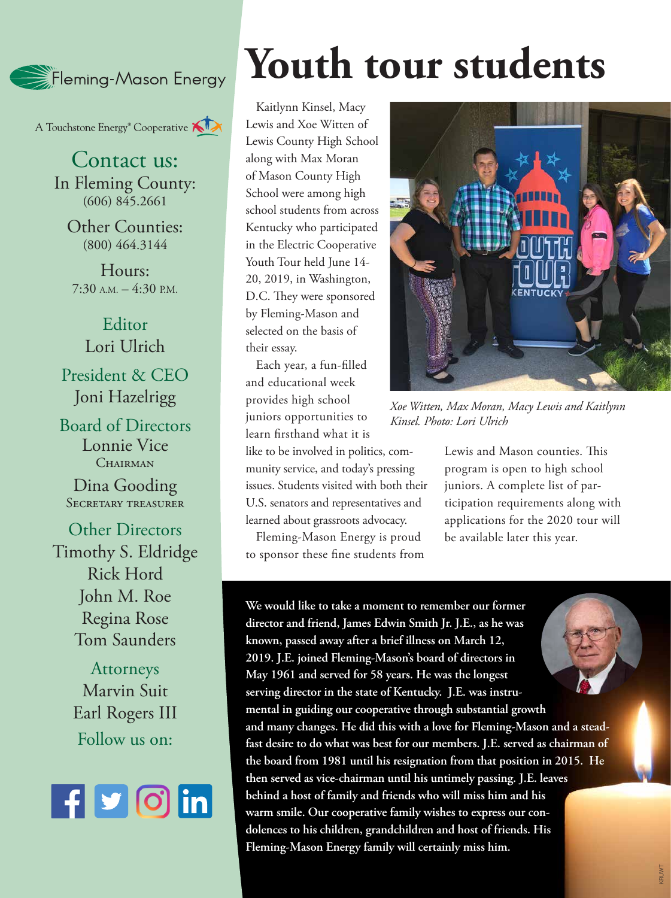Fleming-Mason Energy

A Touchstone Energy® Cooperative

## Contact us:

In Fleming County:
(606) 845.2661

Other Counties:
(800) 464.3144

Hours:
7:30 A.M. – 4:30 P.M.

**Editor**
Lori Ulrich

**President & CEO**
Joni Hazelrigg

**Board of Directors**
Lonnie Vice
CHAIRMAN

Dina Gooding
SECRETARY TREASURER

**Other Directors**
Timothy S. Eldridge
Rick Hord
John M. Roe
Regina Rose
Tom Saunders

**Attorneys**
Marvin Suit
Earl Rogers III

Follow us on:

# Youth tour students

Kaitlynn Kinsel, Macy Lewis and Xoe Witten of Lewis County High School along with Max Moran of Mason County High School were among high school students from across Kentucky who participated in the Electric Cooperative Youth Tour held June 14-20, 2019, in Washington, D.C. They were sponsored by Fleming-Mason and selected on the basis of their essay.

Each year, a fun-filled and educational week provides high school juniors opportunities to learn firsthand what it is like to be involved in politics, community service, and today's pressing issues. Students visited with both their U.S. senators and representatives and learned about grassroots advocacy.

Fleming-Mason Energy is proud to sponsor these fine students from Lewis and Mason counties. This program is open to high school juniors. A complete list of participation requirements along with applications for the 2020 tour will be available later this year.

*Xoe Witten, Max Moran, Macy Lewis and Kaitlynn Kinsel. Photo: Lori Ulrich*

**We would like to take a moment to remember our former director and friend, James Edwin Smith Jr. J.E., as he was known, passed away after a brief illness on March 12, 2019. J.E. joined Fleming-Mason's board of directors in May 1961 and served for 58 years. He was the longest serving director in the state of Kentucky. J.E. was instrumental in guiding our cooperative through substantial growth and many changes. He did this with a love for Fleming-Mason and a steadfast desire to do what was best for our members. J.E. served as chairman of the board from 1981 until his resignation from that position in 2015. He then served as vice-chairman until his untimely passing. J.E. leaves behind a host of family and friends who will miss him and his warm smile. Our cooperative family wishes to express our condolences to his children, grandchildren and host of friends. His Fleming-Mason Energy family will certainly miss him.**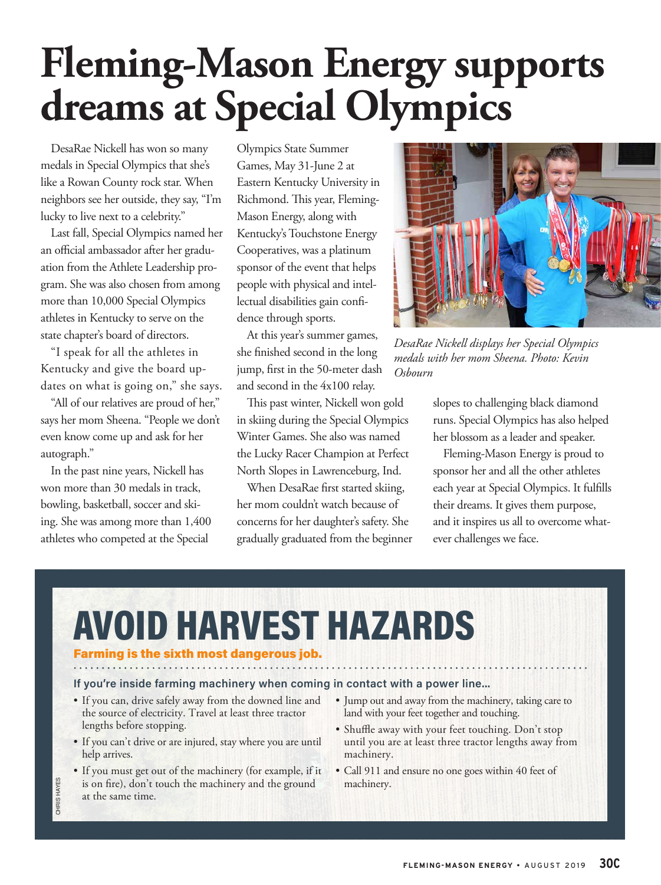# Fleming-Mason Energy supports dreams at Special Olympics

DesaRae Nickell has won so many medals in Special Olympics that she's like a Rowan County rock star. When neighbors see her outside, they say, "I'm lucky to live next to a celebrity."

Last fall, Special Olympics named her an official ambassador after her graduation from the Athlete Leadership program. She was also chosen from among more than 10,000 Special Olympics athletes in Kentucky to serve on the state chapter's board of directors.

"I speak for all the athletes in Kentucky and give the board updates on what is going on," she says.

"All of our relatives are proud of her," says her mom Sheena. "People we don't even know come up and ask for her autograph."

In the past nine years, Nickell has won more than 30 medals in track, bowling, basketball, soccer and skiing. She was among more than 1,400 athletes who competed at the Special Olympics State Summer Games, May 31-June 2 at Eastern Kentucky University in Richmond. This year, Fleming-Mason Energy, along with Kentucky's Touchstone Energy Cooperatives, was a platinum sponsor of the event that helps people with physical and intellectual disabilities gain confidence through sports.

At this year's summer games, she finished second in the long jump, first in the 50-meter dash and second in the 4x100 relay.

This past winter, Nickell won gold in skiing during the Special Olympics Winter Games. She also was named the Lucky Racer Champion at Perfect North Slopes in Lawrenceburg, Ind.

When DesaRae first started skiing, her mom couldn't watch because of concerns for her daughter's safety. She gradually graduated from the beginner slopes to challenging black diamond runs. Special Olympics has also helped her blossom as a leader and speaker.

Fleming-Mason Energy is proud to sponsor her and all the other athletes each year at Special Olympics. It fulfills their dreams. It gives them purpose, and it inspires us all to overcome whatever challenges we face.

*DesaRae Nickell displays her Special Olympics medals with her mom Sheena. Photo: Kevin Osbourn*

## AVOID HARVEST HAZARDS

**Farming is the sixth most dangerous job.**

**If you're inside farming machinery when coming in contact with a power line...**

- If you can, drive safely away from the downed line and the source of electricity. Travel at least three tractor lengths before stopping.
- If you can't drive or are injured, stay where you are until help arrives.
- If you must get out of the machinery (for example, if it is on fire), don't touch the machinery and the ground at the same time.
- Jump out and away from the machinery, taking care to land with your feet together and touching.
- Shuffle away with your feet touching. Don't stop until you are at least three tractor lengths away from machinery.
- Call 911 and ensure no one goes within 40 feet of machinery.

CHRIS HAYES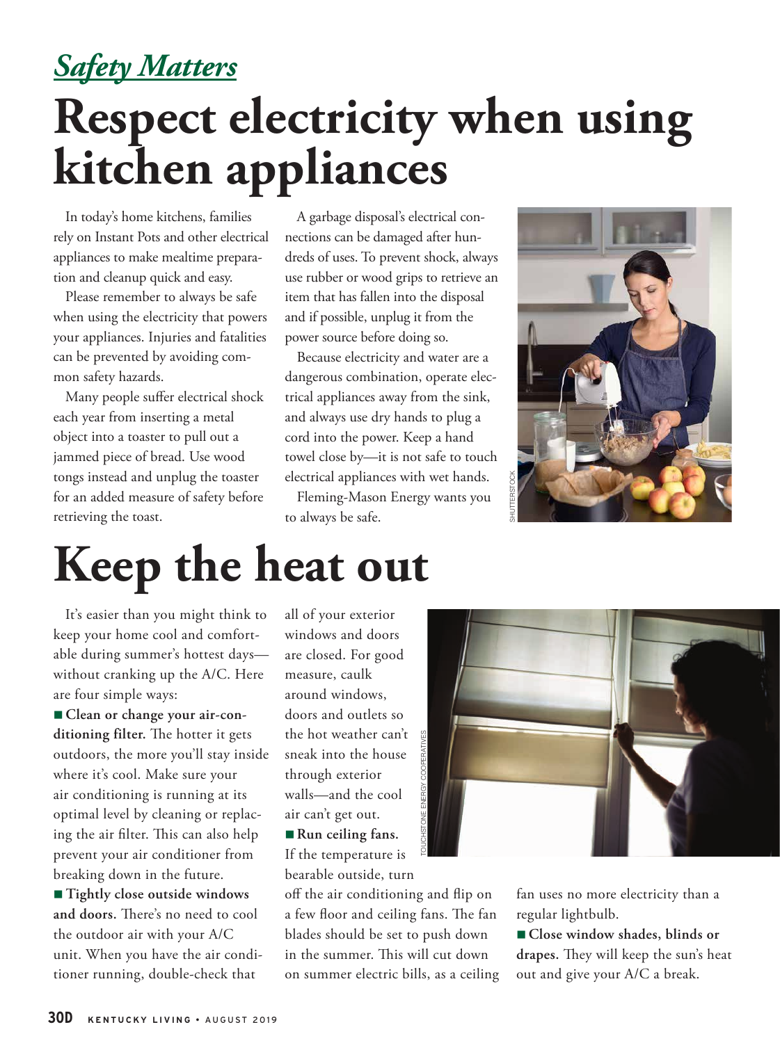*Safety Matters*

# Respect electricity when using kitchen appliances

In today's home kitchens, families rely on Instant Pots and other electrical appliances to make mealtime preparation and cleanup quick and easy.

Please remember to always be safe when using the electricity that powers your appliances. Injuries and fatalities can be prevented by avoiding common safety hazards.

Many people suffer electrical shock each year from inserting a metal object into a toaster to pull out a jammed piece of bread. Use wood tongs instead and unplug the toaster for an added measure of safety before retrieving the toast.

A garbage disposal's electrical connections can be damaged after hundreds of uses. To prevent shock, always use rubber or wood grips to retrieve an item that has fallen into the disposal and if possible, unplug it from the power source before doing so.

Because electricity and water are a dangerous combination, operate electrical appliances away from the sink, and always use dry hands to plug a cord into the power. Keep a hand towel close by—it is not safe to touch electrical appliances with wet hands.

Fleming-Mason Energy wants you to always be safe.

SHUTTERSTOCK

# Keep the heat out

It's easier than you might think to keep your home cool and comfortable during summer's hottest days—without cranking up the A/C. Here are four simple ways:

- **Clean or change your air-conditioning filter.** The hotter it gets outdoors, the more you'll stay inside where it's cool. Make sure your air conditioning is running at its optimal level by cleaning or replacing the air filter. This can also help prevent your air conditioner from breaking down in the future.
- **Tightly close outside windows and doors.** There's no need to cool the outdoor air with your A/C unit. When you have the air conditioner running, double-check that all of your exterior windows and doors are closed. For good measure, caulk around windows, doors and outlets so the hot weather can't sneak into the house through exterior walls—and the cool air can't get out.
- **Run ceiling fans.** If the temperature is bearable outside, turn off the air conditioning and flip on a few floor and ceiling fans. The fan blades should be set to push down in the summer. This will cut down on summer electric bills, as a ceiling fan uses no more electricity than a regular lightbulb.
- **Close window shades, blinds or drapes.** They will keep the sun's heat out and give your A/C a break.

TOUCHSTONE ENERGY COOPERATIVES